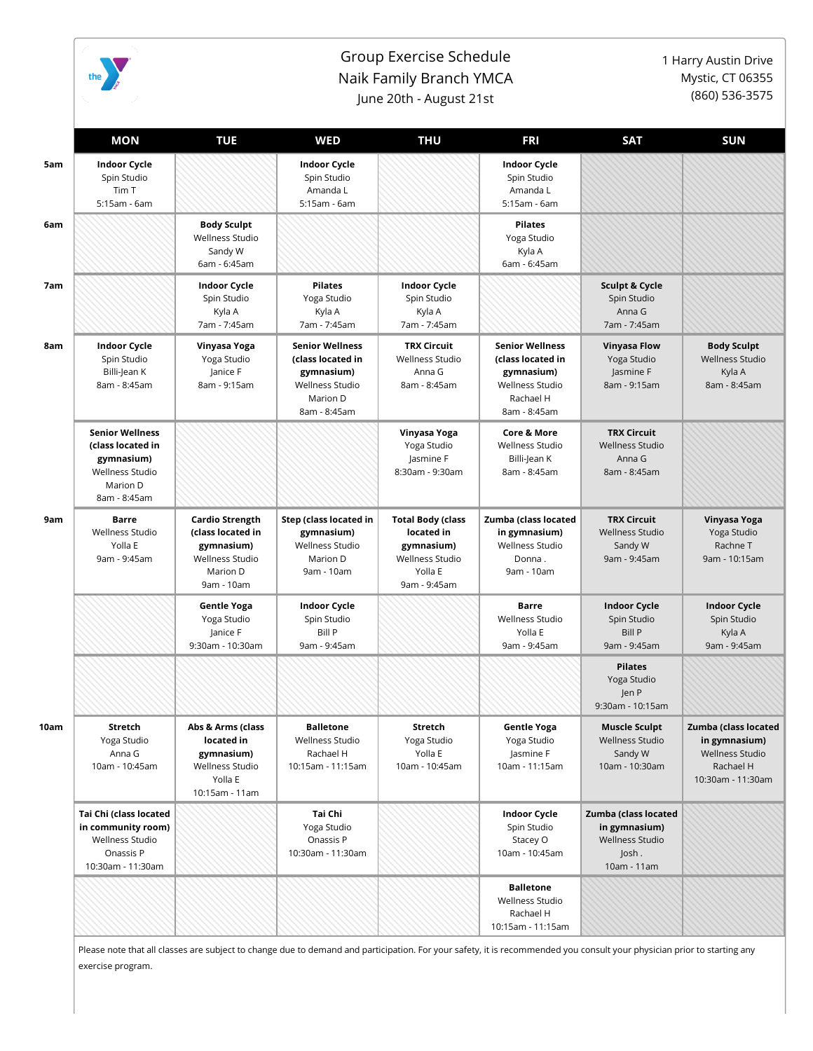# Group Exercise Schedule

## Naik Family Branch YMCA

June 20th - August 21st

1 Harry Austin Drive
Mystic, CT 06355
(860) 536-3575

| | MON | TUE | WED | THU | FRI | SAT | SUN |
|---|---|---|---|---|---|---|---|
| 5am | **Indoor Cycle** Spin Studio Tim T 5:15am - 6am | | **Indoor Cycle** Spin Studio Amanda L 5:15am - 6am | | **Indoor Cycle** Spin Studio Amanda L 5:15am - 6am | | |
| 6am | | **Body Sculpt** Wellness Studio Sandy W 6am - 6:45am | | | **Pilates** Yoga Studio Kyla A 6am - 6:45am | | |
| 7am | | **Indoor Cycle** Spin Studio Kyla A 7am - 7:45am | **Pilates** Yoga Studio Kyla A 7am - 7:45am | **Indoor Cycle** Spin Studio Kyla A 7am - 7:45am | | **Sculpt & Cycle** Spin Studio Anna G 7am - 7:45am | |
| 8am | **Indoor Cycle** Spin Studio Billi-Jean K 8am - 8:45am | **Vinyasa Yoga** Yoga Studio Janice F 8am - 9:15am | **Senior Wellness (class located in gymnasium)** Wellness Studio Marion D 8am - 8:45am | **TRX Circuit** Wellness Studio Anna G 8am - 8:45am | **Senior Wellness (class located in gymnasium)** Wellness Studio Rachael H 8am - 8:45am | **Vinyasa Flow** Yoga Studio Jasmine F 8am - 9:15am | **Body Sculpt** Wellness Studio Kyla A 8am - 8:45am |
| | **Senior Wellness (class located in gymnasium)** Wellness Studio Marion D 8am - 8:45am | | | **Vinyasa Yoga** Yoga Studio Jasmine F 8:30am - 9:30am | **Core & More** Wellness Studio Billi-Jean K 8am - 8:45am | **TRX Circuit** Wellness Studio Anna G 8am - 8:45am | |
| 9am | **Barre** Wellness Studio Yolla E 9am - 9:45am | **Cardio Strength (class located in gymnasium)** Wellness Studio Marion D 9am - 10am | **Step (class located in gymnasium)** Wellness Studio Marion D 9am - 10am | **Total Body (class located in gymnasium)** Wellness Studio Yolla E 9am - 9:45am | **Zumba (class located in gymnasium)** Wellness Studio Donna . 9am - 10am | **TRX Circuit** Wellness Studio Sandy W 9am - 9:45am | **Vinyasa Yoga** Yoga Studio Rachne T 9am - 10:15am |
| | | **Gentle Yoga** Yoga Studio Janice F 9:30am - 10:30am | **Indoor Cycle** Spin Studio Bill P 9am - 9:45am | | **Barre** Wellness Studio Yolla E 9am - 9:45am | **Indoor Cycle** Spin Studio Bill P 9am - 9:45am | **Indoor Cycle** Spin Studio Kyla A 9am - 9:45am |
| | | | | | | **Pilates** Yoga Studio Jen P 9:30am - 10:15am | |
| 10am | **Stretch** Yoga Studio Anna G 10am - 10:45am | **Abs & Arms (class located in gymnasium)** Wellness Studio Yolle E 10:15am - 11am | **Balletone** Wellness Studio Rachael H 10:15am - 11:15am | **Stretch** Yoga Studio Yolla E 10am - 10:45am | **Gentle Yoga** Yoga Studio Jasmine F 10am - 11:15am | **Muscle Sculpt** Wellness Studio Sandy W 10am - 10:30am | **Zumba (class located in gymnasium)** Wellness Studio Rachael H 10:30am - 11:30am |
| | **Tai Chi (class located in community room)** Wellness Studio Onassis P 10:30am - 11:30am | | **Tai Chi** Yoga Studio Onassis P 10:30am - 11:30am | | **Indoor Cycle** Spin Studio Stacey O 10am - 10:45am | **Zumba (class located in gymnasium)** Wellness Studio Josh . 10am - 11am | |
| | | | | | **Balletone** Wellness Studio Rachael H 10:15am - 11:15am | | |

Please note that all classes are subject to change due to demand and participation. For your safety, it is recommended you consult your physician prior to starting any exercise program.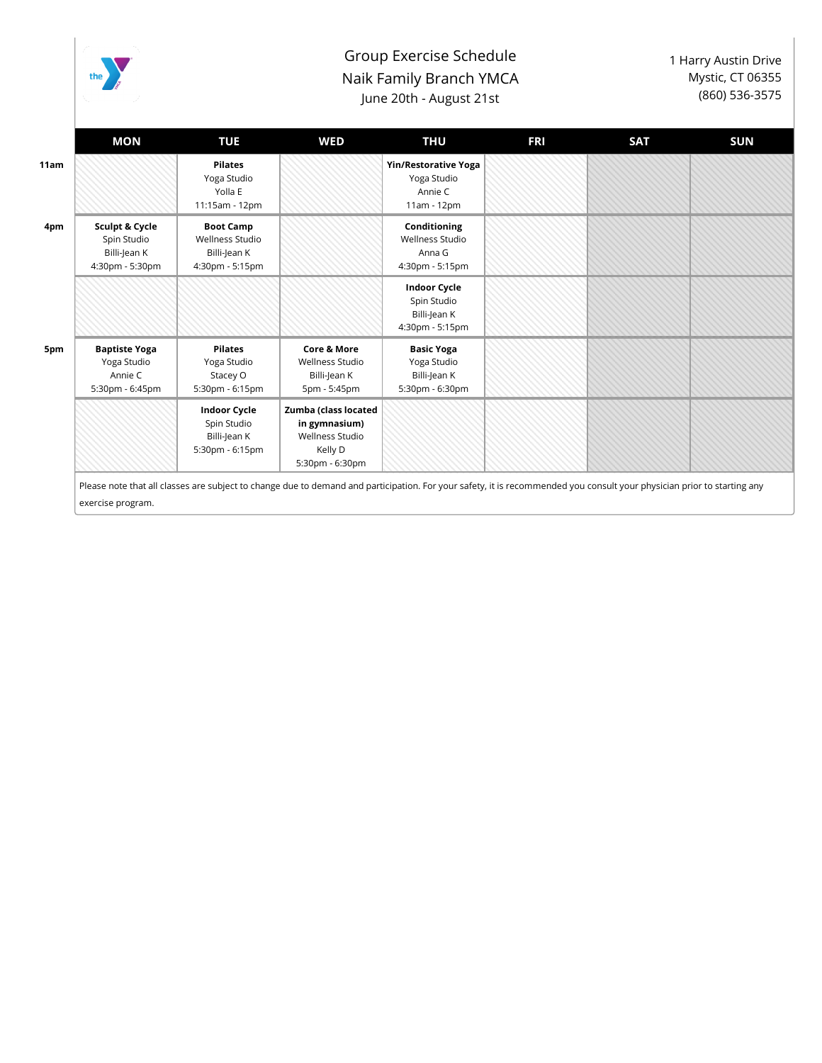# Group Exercise Schedule
## Naik Family Branch YMCA
June 20th - August 21st

1 Harry Austin Drive
Mystic, CT 06355
(860) 536-3575

| | MON | TUE | WED | THU | FRI | SAT | SUN |
|---|---|---|---|---|---|---|---|
| **11am** | | **Pilates**<br>Yoga Studio<br>Yolla E<br>11:15am - 12pm | | **Yin/Restorative Yoga**<br>Yoga Studio<br>Annie C<br>11am - 12pm | | | |
| **4pm** | **Sculpt & Cycle**<br>Spin Studio<br>Billi-Jean K<br>4:30pm - 5:30pm | **Boot Camp**<br>Wellness Studio<br>Billi-Jean K<br>4:30pm - 5:15pm | | **Conditioning**<br>Wellness Studio<br>Anna G<br>4:30pm - 5:15pm | | | |
| | | | | **Indoor Cycle**<br>Spin Studio<br>Billi-Jean K<br>4:30pm - 5:15pm | | | |
| **5pm** | **Baptiste Yoga**<br>Yoga Studio<br>Annie C<br>5:30pm - 6:45pm | **Pilates**<br>Yoga Studio<br>Stacey O<br>5:30pm - 6:15pm | **Core & More**<br>Wellness Studio<br>Billi-Jean K<br>5pm - 5:45pm | **Basic Yoga**<br>Yoga Studio<br>Billi-Jean K<br>5:30pm - 6:30pm | | | |
| | | **Indoor Cycle**<br>Spin Studio<br>Billi-Jean K<br>5:30pm - 6:15pm | **Zumba (class located in gymnasium)**<br>Wellness Studio<br>Kelly D<br>5:30pm - 6:30pm | | | | |

Please note that all classes are subject to change due to demand and participation. For your safety, it is recommended you consult your physician prior to starting any exercise program.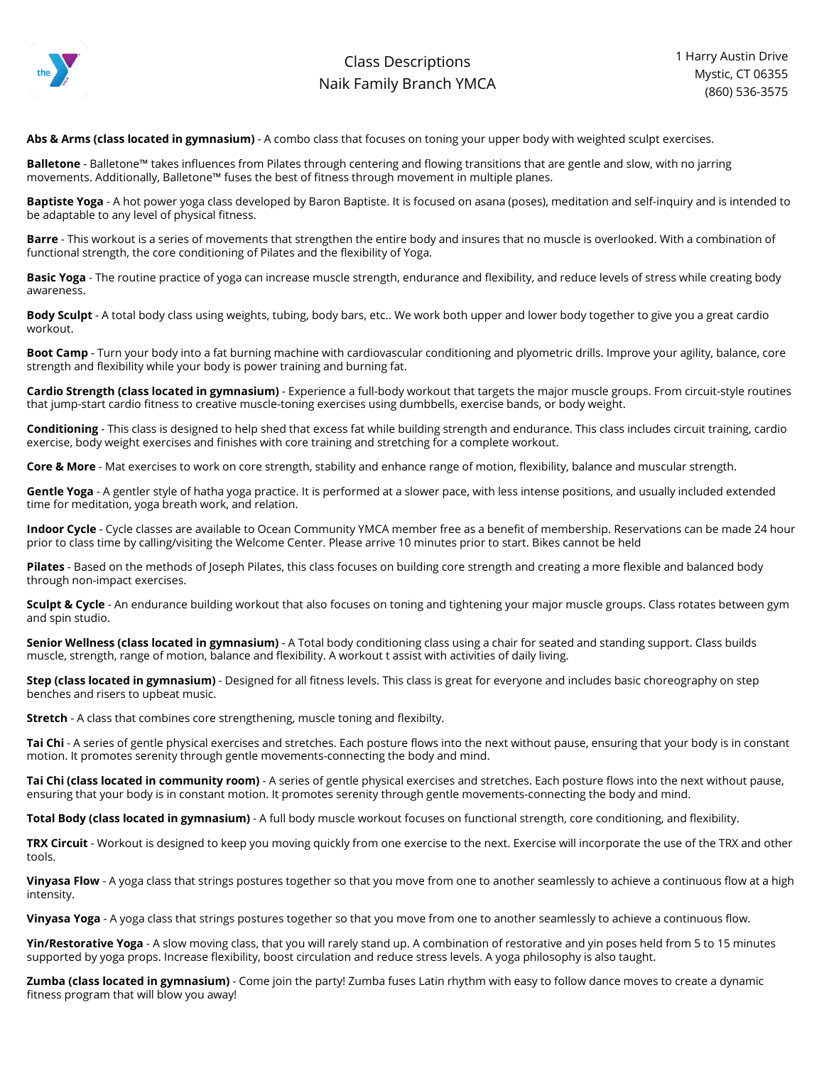# Class Descriptions
## Naik Family Branch YMCA

1 Harry Austin Drive
Mystic, CT 06355
(860) 536-3575

**Abs & Arms (class located in gymnasium)** - A combo class that focuses on toning your upper body with weighted sculpt exercises.

**Balletone** - Balletone™ takes influences from Pilates through centering and flowing transitions that are gentle and slow, with no jarring movements. Additionally, Balletone™ fuses the best of fitness through movement in multiple planes.

**Baptiste Yoga** - A hot power yoga class developed by Baron Baptiste. It is focused on asana (poses), meditation and self-inquiry and is intended to be adaptable to any level of physical fitness.

**Barre** - This workout is a series of movements that strengthen the entire body and insures that no muscle is overlooked. With a combination of functional strength, the core conditioning of Pilates and the flexibility of Yoga.

**Basic Yoga** - The routine practice of yoga can increase muscle strength, endurance and flexibility, and reduce levels of stress while creating body awareness.

**Body Sculpt** - A total body class using weights, tubing, body bars, etc.. We work both upper and lower body together to give you a great cardio workout.

**Boot Camp** - Turn your body into a fat burning machine with cardiovascular conditioning and plyometric drills. Improve your agility, balance, core strength and flexibility while your body is power training and burning fat.

**Cardio Strength (class located in gymnasium)** - Experience a full-body workout that targets the major muscle groups. From circuit-style routines that jump-start cardio fitness to creative muscle-toning exercises using dumbbells, exercise bands, or body weight.

**Conditioning** - This class is designed to help shed that excess fat while building strength and endurance. This class includes circuit training, cardio exercise, body weight exercises and finishes with core training and stretching for a complete workout.

**Core & More** - Mat exercises to work on core strength, stability and enhance range of motion, flexibility, balance and muscular strength.

**Gentle Yoga** - A gentler style of hatha yoga practice. It is performed at a slower pace, with less intense positions, and usually included extended time for meditation, yoga breath work, and relation.

**Indoor Cycle** - Cycle classes are available to Ocean Community YMCA member free as a benefit of membership. Reservations can be made 24 hour prior to class time by calling/visiting the Welcome Center. Please arrive 10 minutes prior to start. Bikes cannot be held

**Pilates** - Based on the methods of Joseph Pilates, this class focuses on building core strength and creating a more flexible and balanced body through non-impact exercises.

**Sculpt & Cycle** - An endurance building workout that also focuses on toning and tightening your major muscle groups. Class rotates between gym and spin studio.

**Senior Wellness (class located in gymnasium)** - A Total body conditioning class using a chair for seated and standing support. Class builds muscle, strength, range of motion, balance and flexibility. A workout t assist with activities of daily living.

**Step (class located in gymnasium)** - Designed for all fitness levels. This class is great for everyone and includes basic choreography on step benches and risers to upbeat music.

**Stretch** - A class that combines core strengthening, muscle toning and flexibilty.

**Tai Chi** - A series of gentle physical exercises and stretches. Each posture flows into the next without pause, ensuring that your body is in constant motion. It promotes serenity through gentle movements-connecting the body and mind.

**Tai Chi (class located in community room)** - A series of gentle physical exercises and stretches. Each posture flows into the next without pause, ensuring that your body is in constant motion. It promotes serenity through gentle movements-connecting the body and mind.

**Total Body (class located in gymnasium)** - A full body muscle workout focuses on functional strength, core conditioning, and flexibility.

**TRX Circuit** - Workout is designed to keep you moving quickly from one exercise to the next. Exercise will incorporate the use of the TRX and other tools.

**Vinyasa Flow** - A yoga class that strings postures together so that you move from one to another seamlessly to achieve a continuous flow at a high intensity.

**Vinyasa Yoga** - A yoga class that strings postures together so that you move from one to another seamlessly to achieve a continuous flow.

**Yin/Restorative Yoga** - A slow moving class, that you will rarely stand up. A combination of restorative and yin poses held from 5 to 15 minutes supported by yoga props. Increase flexibility, boost circulation and reduce stress levels. A yoga philosophy is also taught.

**Zumba (class located in gymnasium)** - Come join the party! Zumba fuses Latin rhythm with easy to follow dance moves to create a dynamic fitness program that will blow you away!